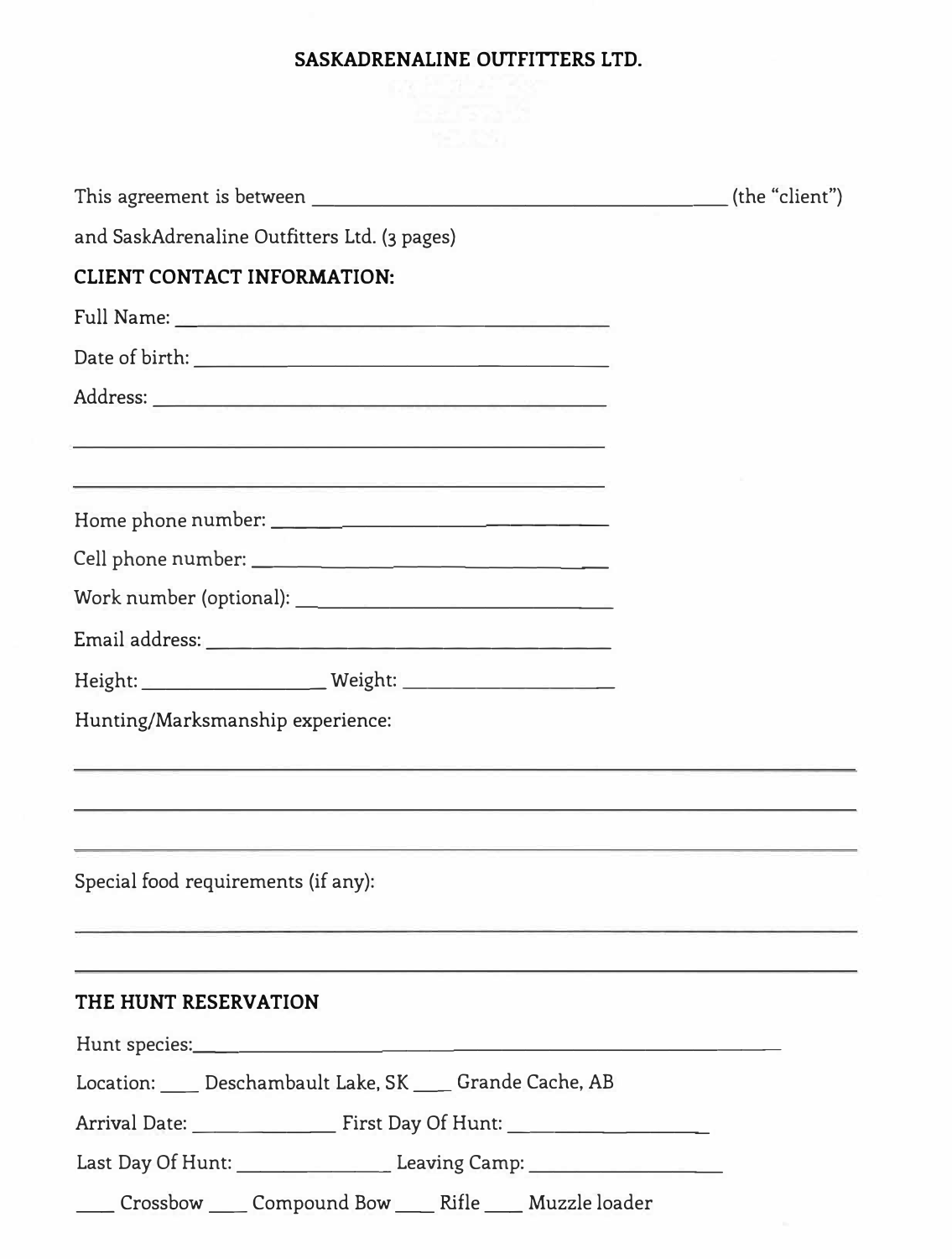**SASKADRENALINE OUTFITTERS LTD.**

This agreement is between _______________________________________ (the "client")

and SaskAdrenaline Outfitters Ltd. (3 pages)

**CLIENT CONTACT INFORMATION:**

Full Name: ___________________________________________

Date of birth: ________________________________________

Address: _____________________________________________

_____________________________________________________

_____________________________________________________

Home phone number: __________________________________

Cell phone number: ___________________________________

Work number (optional): _______________________________

Email address: _______________________________________

Height: _________________ Weight: ___________________

Hunting/Marksmanship experience:

_______________________________________________________________________

_______________________________________________________________________

_______________________________________________________________________

Special food requirements (if any):

_______________________________________________________________________

_______________________________________________________________________

**THE HUNT RESERVATION**

Hunt species: _________________________________________________________

Location: ____ Deschambault Lake, SK ____ Grande Cache, AB

Arrival Date: ______________ First Day Of Hunt: __________________

Last Day Of Hunt: ______________ Leaving Camp: ___________________

____ Crossbow ____ Compound Bow ____ Rifle ____ Muzzle loader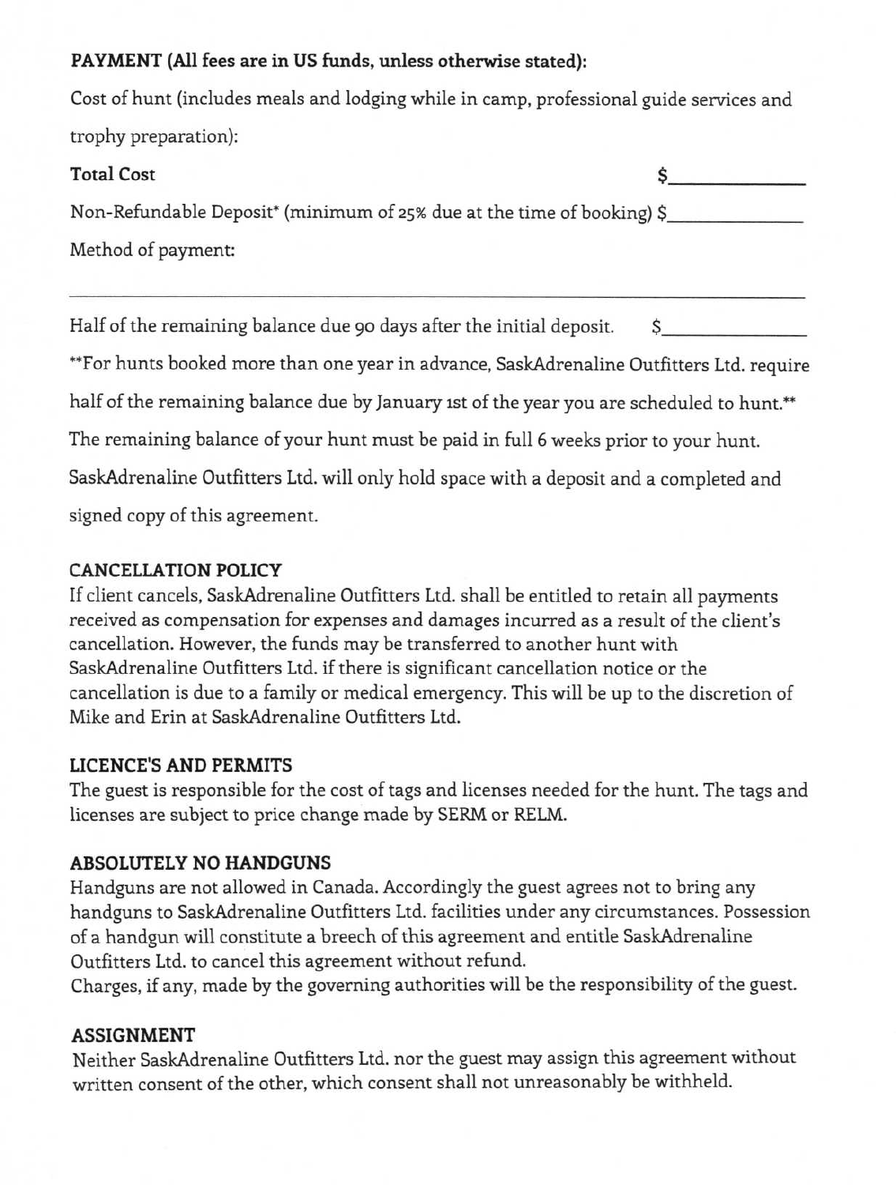**PAYMENT (All fees are in US funds, unless otherwise stated):**

Cost of hunt (includes meals and lodging while in camp, professional guide services and trophy preparation):

**Total Cost** $____________

Non-Refundable Deposit* (minimum of 25% due at the time of booking) $____________

Method of payment:

______________________________________________________________________

Half of the remaining balance due 90 days after the initial deposit. $____________

**For hunts booked more than one year in advance, SaskAdrenaline Outfitters Ltd. require half of the remaining balance due by January 1st of the year you are scheduled to hunt.**

The remaining balance of your hunt must be paid in full 6 weeks prior to your hunt.

SaskAdrenaline Outfitters Ltd. will only hold space with a deposit and a completed and signed copy of this agreement.

## CANCELLATION POLICY

If client cancels, SaskAdrenaline Outfitters Ltd. shall be entitled to retain all payments received as compensation for expenses and damages incurred as a result of the client's cancellation. However, the funds may be transferred to another hunt with SaskAdrenaline Outfitters Ltd. if there is significant cancellation notice or the cancellation is due to a family or medical emergency. This will be up to the discretion of Mike and Erin at SaskAdrenaline Outfitters Ltd.

## LICENCE'S AND PERMITS

The guest is responsible for the cost of tags and licenses needed for the hunt. The tags and licenses are subject to price change made by SERM or RELM.

## ABSOLUTELY NO HANDGUNS

Handguns are not allowed in Canada. Accordingly the guest agrees not to bring any handguns to SaskAdrenaline Outfitters Ltd. facilities under any circumstances. Possession of a handgun will constitute a breech of this agreement and entitle SaskAdrenaline Outfitters Ltd. to cancel this agreement without refund.

Charges, if any, made by the governing authorities will be the responsibility of the guest.

## ASSIGNMENT

Neither SaskAdrenaline Outfitters Ltd. nor the guest may assign this agreement without written consent of the other, which consent shall not unreasonably be withheld.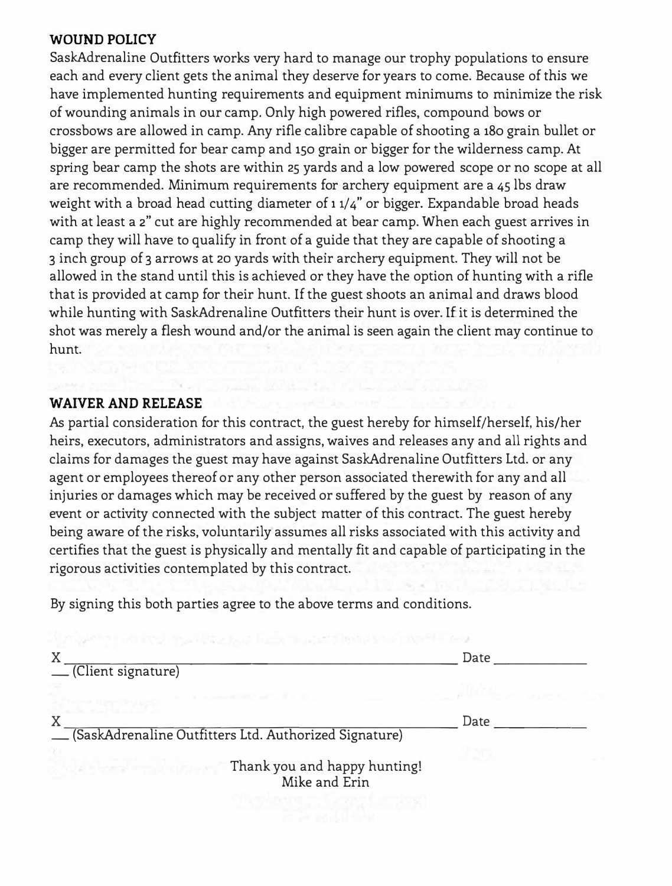## WOUND POLICY

SaskAdrenaline Outfitters works very hard to manage our trophy populations to ensure each and every client gets the animal they deserve for years to come. Because of this we have implemented hunting requirements and equipment minimums to minimize the risk of wounding animals in our camp. Only high powered rifles, compound bows or crossbows are allowed in camp. Any rifle calibre capable of shooting a 180 grain bullet or bigger are permitted for bear camp and 150 grain or bigger for the wilderness camp. At spring bear camp the shots are within 25 yards and a low powered scope or no scope at all are recommended. Minimum requirements for archery equipment are a 45 lbs draw weight with a broad head cutting diameter of 1 1/4" or bigger. Expandable broad heads with at least a 2" cut are highly recommended at bear camp. When each guest arrives in camp they will have to qualify in front of a guide that they are capable of shooting a 3 inch group of 3 arrows at 20 yards with their archery equipment. They will not be allowed in the stand until this is achieved or they have the option of hunting with a rifle that is provided at camp for their hunt. If the guest shoots an animal and draws blood while hunting with SaskAdrenaline Outfitters their hunt is over. If it is determined the shot was merely a flesh wound and/or the animal is seen again the client may continue to hunt.

## WAIVER AND RELEASE

As partial consideration for this contract, the guest hereby for himself/herself, his/her heirs, executors, administrators and assigns, waives and releases any and all rights and claims for damages the guest may have against SaskAdrenaline Outfitters Ltd. or any agent or employees thereof or any other person associated therewith for any and all injuries or damages which may be received or suffered by the guest by reason of any event or activity connected with the subject matter of this contract. The guest hereby being aware of the risks, voluntarily assumes all risks associated with this activity and certifies that the guest is physically and mentally fit and capable of participating in the rigorous activities contemplated by this contract.

By signing this both parties agree to the above terms and conditions.

X ______________________________________________ Date ____________

__ (Client signature)

X ______________________________________________ Date ____________

__ (SaskAdrenaline Outfitters Ltd. Authorized Signature)

Thank you and happy hunting!
Mike and Erin